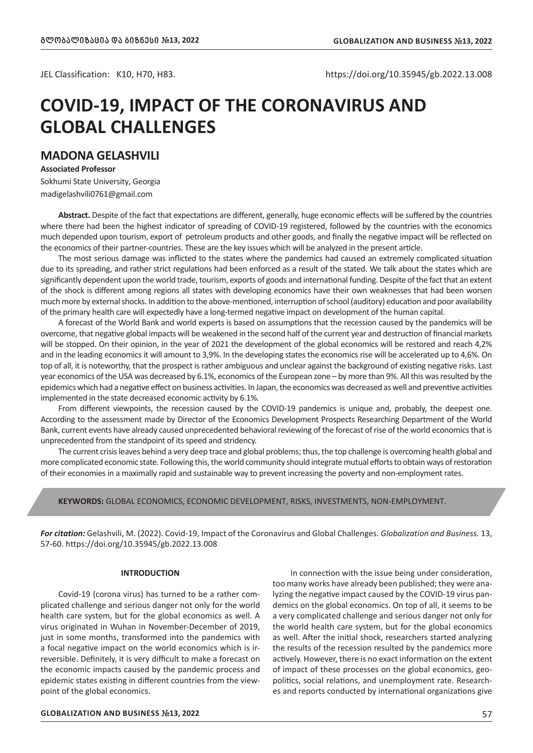JEL Classification: K10, H70, H83.

https://doi.org/10.35945/gb.2022.13.008

# COVID-19, IMPACT OF THE CORONAVIRUS AND GLOBAL CHALLENGES

## MADONA GELASHVILI

**Associated Professor**

Sokhumi State University, Georgia

madigelashvili0761@gmail.com

**Abstract.** Despite of the fact that expectations are different, generally, huge economic effects will be suffered by the countries where there had been the highest indicator of spreading of COVID-19 registered, followed by the countries with the economics much depended upon tourism, export of petroleum products and other goods, and finally the negative impact will be reflected on the economics of their partner-countries. These are the key issues which will be analyzed in the present article.

The most serious damage was inflicted to the states where the pandemics had caused an extremely complicated situation due to its spreading, and rather strict regulations had been enforced as a result of the stated. We talk about the states which are significantly dependent upon the world trade, tourism, exports of goods and international funding. Despite of the fact that an extent of the shock is different among regions all states with developing economics have their own weaknesses that had been worsen much more by external shocks. In addition to the above-mentioned, interruption of school (auditory) education and poor availability of the primary health care will expectedly have a long-termed negative impact on development of the human capital.

A forecast of the World Bank and world experts is based on assumptions that the recession caused by the pandemics will be overcome, that negative global impacts will be weakened in the second half of the current year and destruction of financial markets will be stopped. On their opinion, in the year of 2021 the development of the global economics will be restored and reach 4,2% and in the leading economics it will amount to 3,9%. In the developing states the economics rise will be accelerated up to 4,6%. On top of all, it is noteworthy, that the prospect is rather ambiguous and unclear against the background of existing negative risks. Last year economics of the USA was decreased by 6.1%, economics of the European zone – by more than 9%. All this was resulted by the epidemics which had a negative effect on business activities. In Japan, the economics was decreased as well and preventive activities implemented in the state decreased economic activity by 6.1%.

From different viewpoints, the recession caused by the COVID-19 pandemics is unique and, probably, the deepest one. According to the assessment made by Director of the Economics Development Prospects Researching Department of the World Bank, current events have already caused unprecedented behavioral reviewing of the forecast of rise of the world economics that is unprecedented from the standpoint of its speed and stridency.

The current crisis leaves behind a very deep trace and global problems; thus, the top challenge is overcoming health global and more complicated economic state. Following this, the world community should integrate mutual efforts to obtain ways of restoration of their economies in a maximally rapid and sustainable way to prevent increasing the poverty and non-employment rates.

**KEYWORDS:** GLOBAL ECONOMICS, ECONOMIC DEVELOPMENT, RISKS, INVESTMENTS, NON-EMPLOYMENT.

***For citation:*** Gelashvili, M. (2022). Covid-19, Impact of the Coronavirus and Global Challenges. *Globalization and Business.* 13, 57-60. https://doi.org/10.35945/gb.2022.13.008

### INTRODUCTION

Covid-19 (corona virus) has turned to be a rather complicated challenge and serious danger not only for the world health care system, but for the global economics as well. A virus originated in Wuhan in November-December of 2019, just in some months, transformed into the pandemics with a focal negative impact on the world economics which is irreversible. Definitely, it is very difficult to make a forecast on the economic impacts caused by the pandemic process and epidemic states existing in different countries from the viewpoint of the global economics.

In connection with the issue being under consideration, too many works have already been published; they were analyzing the negative impact caused by the COVID-19 virus pandemics on the global economics. On top of all, it seems to be a very complicated challenge and serious danger not only for the world health care system, but for the global economics as well. After the initial shock, researchers started analyzing the results of the recession resulted by the pandemics more actively. However, there is no exact information on the extent of impact of these processes on the global economics, geopolitics, social relations, and unemployment rate. Researches and reports conducted by international organizations give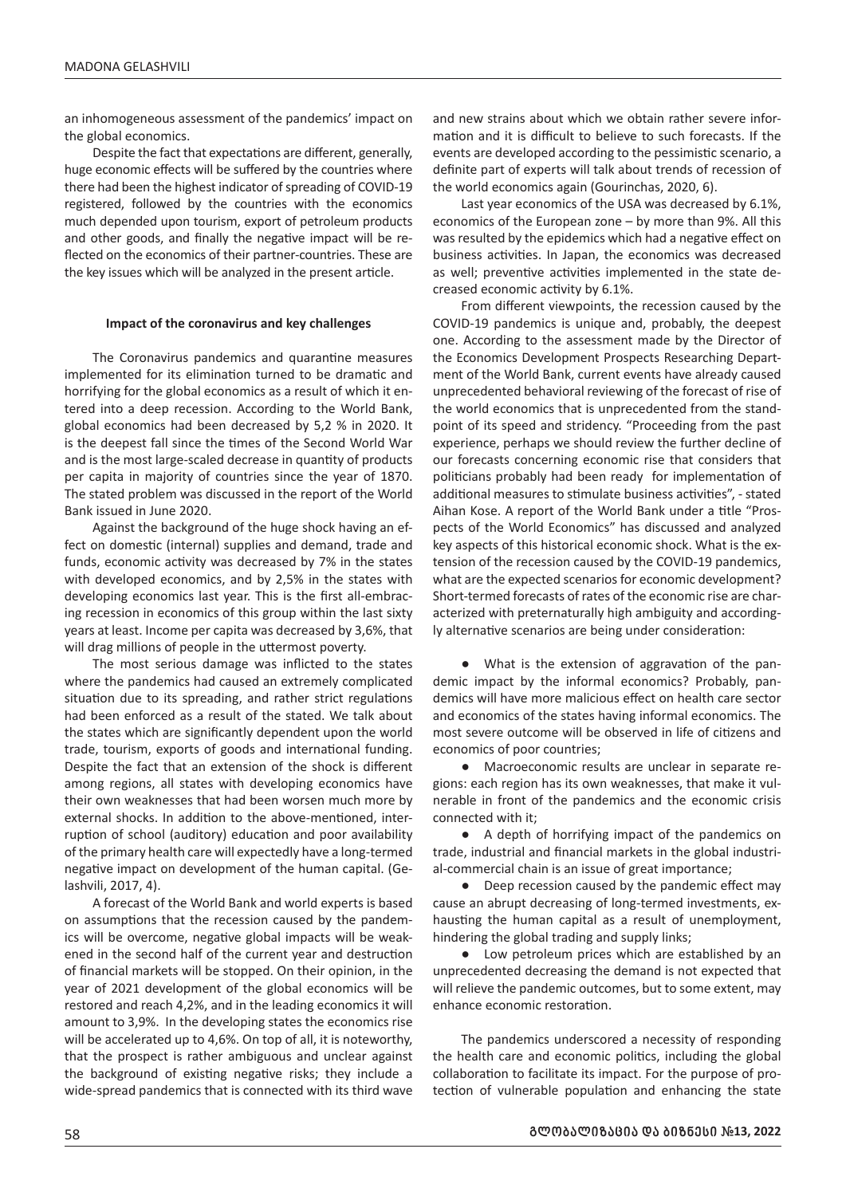an inhomogeneous assessment of the pandemics' impact on the global economics.

Despite the fact that expectations are different, generally, huge economic effects will be suffered by the countries where there had been the highest indicator of spreading of COVID-19 registered, followed by the countries with the economics much depended upon tourism, export of petroleum products and other goods, and finally the negative impact will be reflected on the economics of their partner-countries. These are the key issues which will be analyzed in the present article.

#### Impact of the coronavirus and key challenges

The Coronavirus pandemics and quarantine measures implemented for its elimination turned to be dramatic and horrifying for the global economics as a result of which it entered into a deep recession. According to the World Bank, global economics had been decreased by 5,2 % in 2020. It is the deepest fall since the times of the Second World War and is the most large-scaled decrease in quantity of products per capita in majority of countries since the year of 1870. The stated problem was discussed in the report of the World Bank issued in June 2020.

Against the background of the huge shock having an effect on domestic (internal) supplies and demand, trade and funds, economic activity was decreased by 7% in the states with developed economics, and by 2,5% in the states with developing economics last year. This is the first all-embracing recession in economics of this group within the last sixty years at least. Income per capita was decreased by 3,6%, that will drag millions of people in the uttermost poverty.

The most serious damage was inflicted to the states where the pandemics had caused an extremely complicated situation due to its spreading, and rather strict regulations had been enforced as a result of the stated. We talk about the states which are significantly dependent upon the world trade, tourism, exports of goods and international funding. Despite the fact that an extension of the shock is different among regions, all states with developing economics have their own weaknesses that had been worsen much more by external shocks. In addition to the above-mentioned, interruption of school (auditory) education and poor availability of the primary health care will expectedly have a long-termed negative impact on development of the human capital. (Gelashvili, 2017, 4).

A forecast of the World Bank and world experts is based on assumptions that the recession caused by the pandemics will be overcome, negative global impacts will be weakened in the second half of the current year and destruction of financial markets will be stopped. On their opinion, in the year of 2021 development of the global economics will be restored and reach 4,2%, and in the leading economics it will amount to 3,9%. In the developing states the economics rise will be accelerated up to 4,6%. On top of all, it is noteworthy, that the prospect is rather ambiguous and unclear against the background of existing negative risks; they include a wide-spread pandemics that is connected with its third wave and new strains about which we obtain rather severe information and it is difficult to believe to such forecasts. If the events are developed according to the pessimistic scenario, a definite part of experts will talk about trends of recession of the world economics again (Gourinchas, 2020, 6).

Last year economics of the USA was decreased by 6.1%, economics of the European zone – by more than 9%. All this was resulted by the epidemics which had a negative effect on business activities. In Japan, the economics was decreased as well; preventive activities implemented in the state decreased economic activity by 6.1%.

From different viewpoints, the recession caused by the COVID-19 pandemics is unique and, probably, the deepest one. According to the assessment made by the Director of the Economics Development Prospects Researching Department of the World Bank, current events have already caused unprecedented behavioral reviewing of the forecast of rise of the world economics that is unprecedented from the standpoint of its speed and stridency. "Proceeding from the past experience, perhaps we should review the further decline of our forecasts concerning economic rise that considers that politicians probably had been ready for implementation of additional measures to stimulate business activities", - stated Aihan Kose. A report of the World Bank under a title "Prospects of the World Economics" has discussed and analyzed key aspects of this historical economic shock. What is the extension of the recession caused by the COVID-19 pandemics, what are the expected scenarios for economic development? Short-termed forecasts of rates of the economic rise are characterized with preternaturally high ambiguity and accordingly alternative scenarios are being under consideration:

- What is the extension of aggravation of the pandemic impact by the informal economics? Probably, pandemics will have more malicious effect on health care sector and economics of the states having informal economics. The most severe outcome will be observed in life of citizens and economics of poor countries;
- Macroeconomic results are unclear in separate regions: each region has its own weaknesses, that make it vulnerable in front of the pandemics and the economic crisis connected with it;
- A depth of horrifying impact of the pandemics on trade, industrial and financial markets in the global industrial-commercial chain is an issue of great importance;
- Deep recession caused by the pandemic effect may cause an abrupt decreasing of long-termed investments, exhausting the human capital as a result of unemployment, hindering the global trading and supply links;
- Low petroleum prices which are established by an unprecedented decreasing the demand is not expected that will relieve the pandemic outcomes, but to some extent, may enhance economic restoration.

The pandemics underscored a necessity of responding the health care and economic politics, including the global collaboration to facilitate its impact. For the purpose of protection of vulnerable population and enhancing the state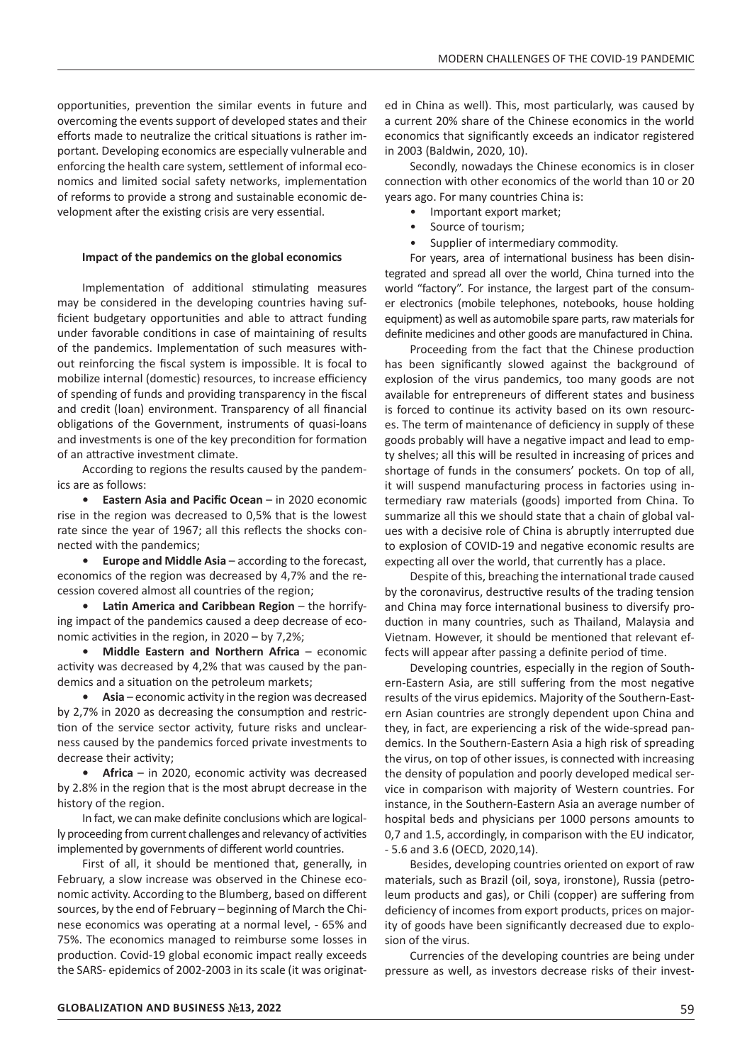opportunities, prevention the similar events in future and overcoming the events support of developed states and their efforts made to neutralize the critical situations is rather important. Developing economics are especially vulnerable and enforcing the health care system, settlement of informal economics and limited social safety networks, implementation of reforms to provide a strong and sustainable economic development after the existing crisis are very essential.

**Impact of the pandemics on the global economics**

Implementation of additional stimulating measures may be considered in the developing countries having sufficient budgetary opportunities and able to attract funding under favorable conditions in case of maintaining of results of the pandemics. Implementation of such measures without reinforcing the fiscal system is impossible. It is focal to mobilize internal (domestic) resources, to increase efficiency of spending of funds and providing transparency in the fiscal and credit (loan) environment. Transparency of all financial obligations of the Government, instruments of quasi-loans and investments is one of the key precondition for formation of an attractive investment climate.

According to regions the results caused by the pandemics are as follows:

- **Eastern Asia and Pacific Ocean** – in 2020 economic rise in the region was decreased to 0,5% that is the lowest rate since the year of 1967; all this reflects the shocks connected with the pandemics;
- **Europe and Middle Asia** – according to the forecast, economics of the region was decreased by 4,7% and the recession covered almost all countries of the region;
- **Latin America and Caribbean Region** – the horrifying impact of the pandemics caused a deep decrease of economic activities in the region, in 2020 – by 7,2%;
- **Middle Eastern and Northern Africa** – economic activity was decreased by 4,2% that was caused by the pandemics and a situation on the petroleum markets;
- **Asia** – economic activity in the region was decreased by 2,7% in 2020 as decreasing the consumption and restriction of the service sector activity, future risks and unclearness caused by the pandemics forced private investments to decrease their activity;
- **Africa** – in 2020, economic activity was decreased by 2.8% in the region that is the most abrupt decrease in the history of the region.

In fact, we can make definite conclusions which are logically proceeding from current challenges and relevancy of activities implemented by governments of different world countries.

First of all, it should be mentioned that, generally, in February, a slow increase was observed in the Chinese economic activity. According to the Blumberg, based on different sources, by the end of February – beginning of March the Chinese economics was operating at a normal level, - 65% and 75%. The economics managed to reimburse some losses in production. Covid-19 global economic impact really exceeds the SARS- epidemics of 2002-2003 in its scale (it was originated in China as well). This, most particularly, was caused by a current 20% share of the Chinese economics in the world economics that significantly exceeds an indicator registered in 2003 (Baldwin, 2020, 10).

Secondly, nowadays the Chinese economics is in closer connection with other economics of the world than 10 or 20 years ago. For many countries China is:

- Important export market;
- Source of tourism;
- Supplier of intermediary commodity.

For years, area of international business has been disintegrated and spread all over the world, China turned into the world "factory". For instance, the largest part of the consumer electronics (mobile telephones, notebooks, house holding equipment) as well as automobile spare parts, raw materials for definite medicines and other goods are manufactured in China.

Proceeding from the fact that the Chinese production has been significantly slowed against the background of explosion of the virus pandemics, too many goods are not available for entrepreneurs of different states and business is forced to continue its activity based on its own resources. The term of maintenance of deficiency in supply of these goods probably will have a negative impact and lead to empty shelves; all this will be resulted in increasing of prices and shortage of funds in the consumers' pockets. On top of all, it will suspend manufacturing process in factories using intermediary raw materials (goods) imported from China. To summarize all this we should state that a chain of global values with a decisive role of China is abruptly interrupted due to explosion of COVID-19 and negative economic results are expecting all over the world, that currently has a place.

Despite of this, breaching the international trade caused by the coronavirus, destructive results of the trading tension and China may force international business to diversify production in many countries, such as Thailand, Malaysia and Vietnam. However, it should be mentioned that relevant effects will appear after passing a definite period of time.

Developing countries, especially in the region of Southern-Eastern Asia, are still suffering from the most negative results of the virus epidemics. Majority of the Southern-Eastern Asian countries are strongly dependent upon China and they, in fact, are experiencing a risk of the wide-spread pandemics. In the Southern-Eastern Asia a high risk of spreading the virus, on top of other issues, is connected with increasing the density of population and poorly developed medical service in comparison with majority of Western countries. For instance, in the Southern-Eastern Asia an average number of hospital beds and physicians per 1000 persons amounts to 0,7 and 1.5, accordingly, in comparison with the EU indicator, - 5.6 and 3.6 (OECD, 2020,14).

Besides, developing countries oriented on export of raw materials, such as Brazil (oil, soya, ironstone), Russia (petroleum products and gas), or Chili (copper) are suffering from deficiency of incomes from export products, prices on majority of goods have been significantly decreased due to explosion of the virus.

Currencies of the developing countries are being under pressure as well, as investors decrease risks of their invest-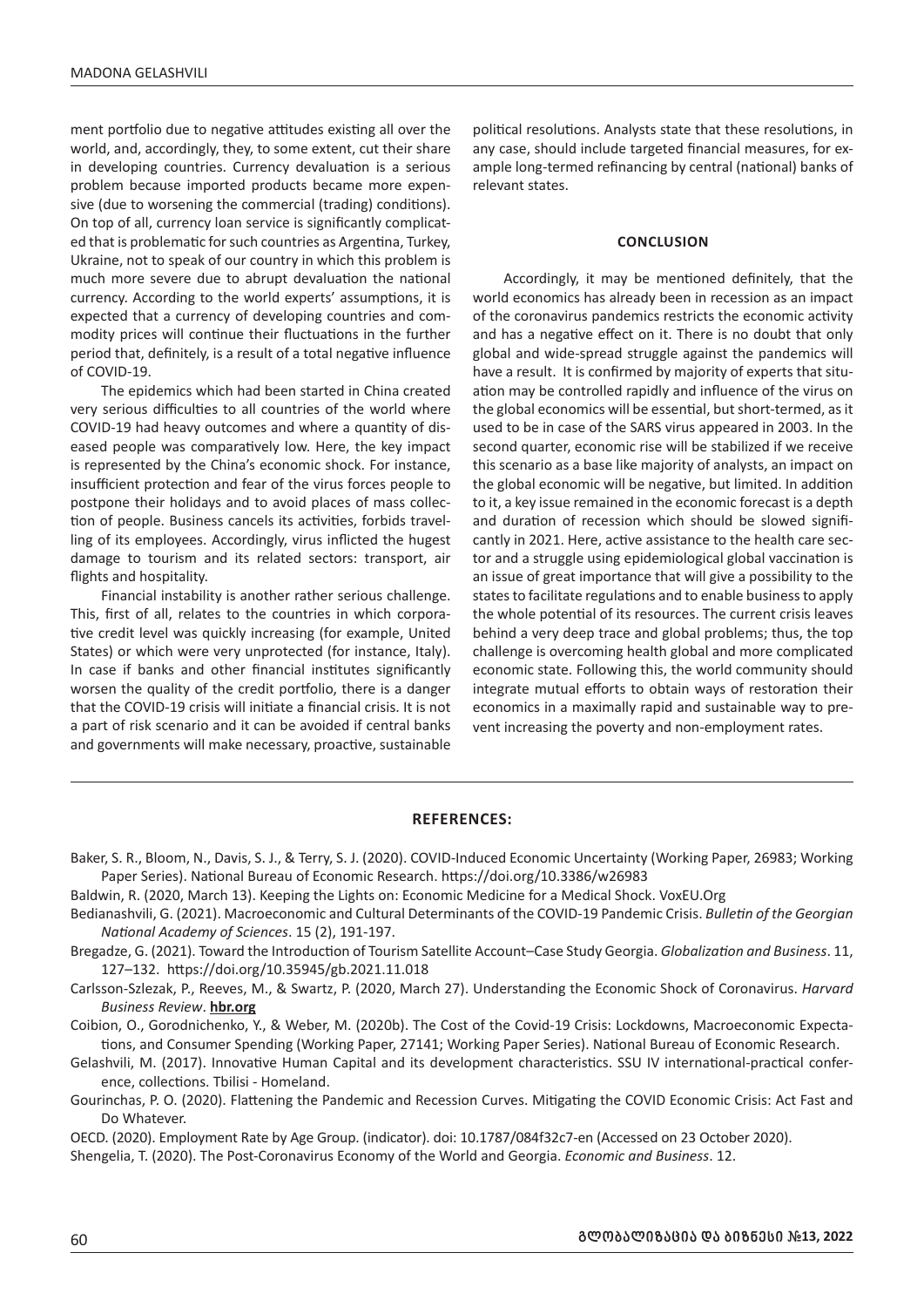ment portfolio due to negative attitudes existing all over the world, and, accordingly, they, to some extent, cut their share in developing countries. Currency devaluation is a serious problem because imported products became more expensive (due to worsening the commercial (trading) conditions). On top of all, currency loan service is significantly complicated that is problematic for such countries as Argentina, Turkey, Ukraine, not to speak of our country in which this problem is much more severe due to abrupt devaluation the national currency. According to the world experts' assumptions, it is expected that a currency of developing countries and commodity prices will continue their fluctuations in the further period that, definitely, is a result of a total negative influence of COVID-19.

The epidemics which had been started in China created very serious difficulties to all countries of the world where COVID-19 had heavy outcomes and where a quantity of diseased people was comparatively low. Here, the key impact is represented by the China's economic shock. For instance, insufficient protection and fear of the virus forces people to postpone their holidays and to avoid places of mass collection of people. Business cancels its activities, forbids travelling of its employees. Accordingly, virus inflicted the hugest damage to tourism and its related sectors: transport, air flights and hospitality.

Financial instability is another rather serious challenge. This, first of all, relates to the countries in which corporative credit level was quickly increasing (for example, United States) or which were very unprotected (for instance, Italy). In case if banks and other financial institutes significantly worsen the quality of the credit portfolio, there is a danger that the COVID-19 crisis will initiate a financial crisis. It is not a part of risk scenario and it can be avoided if central banks and governments will make necessary, proactive, sustainable political resolutions. Analysts state that these resolutions, in any case, should include targeted financial measures, for example long-termed refinancing by central (national) banks of relevant states.

## CONCLUSION

Accordingly, it may be mentioned definitely, that the world economics has already been in recession as an impact of the coronavirus pandemics restricts the economic activity and has a negative effect on it. There is no doubt that only global and wide-spread struggle against the pandemics will have a result. It is confirmed by majority of experts that situation may be controlled rapidly and influence of the virus on the global economics will be essential, but short-termed, as it used to be in case of the SARS virus appeared in 2003. In the second quarter, economic rise will be stabilized if we receive this scenario as a base like majority of analysts, an impact on the global economic will be negative, but limited. In addition to it, a key issue remained in the economic forecast is a depth and duration of recession which should be slowed significantly in 2021. Here, active assistance to the health care sector and a struggle using epidemiological global vaccination is an issue of great importance that will give a possibility to the states to facilitate regulations and to enable business to apply the whole potential of its resources. The current crisis leaves behind a very deep trace and global problems; thus, the top challenge is overcoming health global and more complicated economic state. Following this, the world community should integrate mutual efforts to obtain ways of restoration their economics in a maximally rapid and sustainable way to prevent increasing the poverty and non-employment rates.

## REFERENCES:

Baker, S. R., Bloom, N., Davis, S. J., & Terry, S. J. (2020). COVID-Induced Economic Uncertainty (Working Paper, 26983; Working Paper Series). National Bureau of Economic Research. https://doi.org/10.3386/w26983

Baldwin, R. (2020, March 13). Keeping the Lights on: Economic Medicine for a Medical Shock. VoxEU.Org

Bedianashvili, G. (2021). Macroeconomic and Cultural Determinants of the COVID-19 Pandemic Crisis. *Bulletin of the Georgian National Academy of Sciences*. 15 (2), 191-197.

Bregadze, G. (2021). Toward the Introduction of Tourism Satellite Account–Case Study Georgia. *Globalization and Business*. 11, 127–132. https://doi.org/10.35945/gb.2021.11.018

Carlsson-Szlezak, P., Reeves, M., & Swartz, P. (2020, March 27). Understanding the Economic Shock of Coronavirus. *Harvard Business Review*. **hbr.org**

Coibion, O., Gorodnichenko, Y., & Weber, M. (2020b). The Cost of the Covid-19 Crisis: Lockdowns, Macroeconomic Expectations, and Consumer Spending (Working Paper, 27141; Working Paper Series). National Bureau of Economic Research.

Gelashvili, M. (2017). Innovative Human Capital and its development characteristics. SSU IV international-practical conference, collections. Tbilisi - Homeland.

Gourinchas, P. O. (2020). Flattening the Pandemic and Recession Curves. Mitigating the COVID Economic Crisis: Act Fast and Do Whatever.

OECD. (2020). Employment Rate by Age Group. (indicator). doi: 10.1787/084f32c7-en (Accessed on 23 October 2020).

Shengelia, T. (2020). The Post-Coronavirus Economy of the World and Georgia. *Economic and Business*. 12.